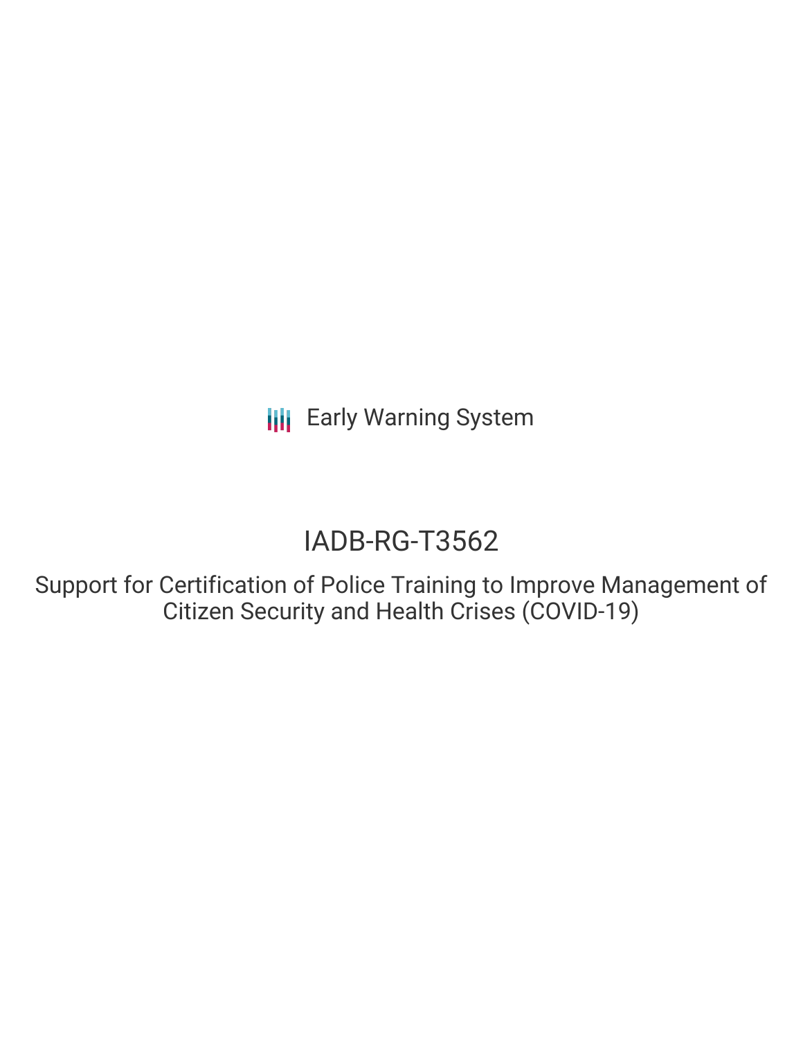Early Warning System

# IADB-RG-T3562

## Support for Certification of Police Training to Improve Management of Citizen Security and Health Crises (COVID-19)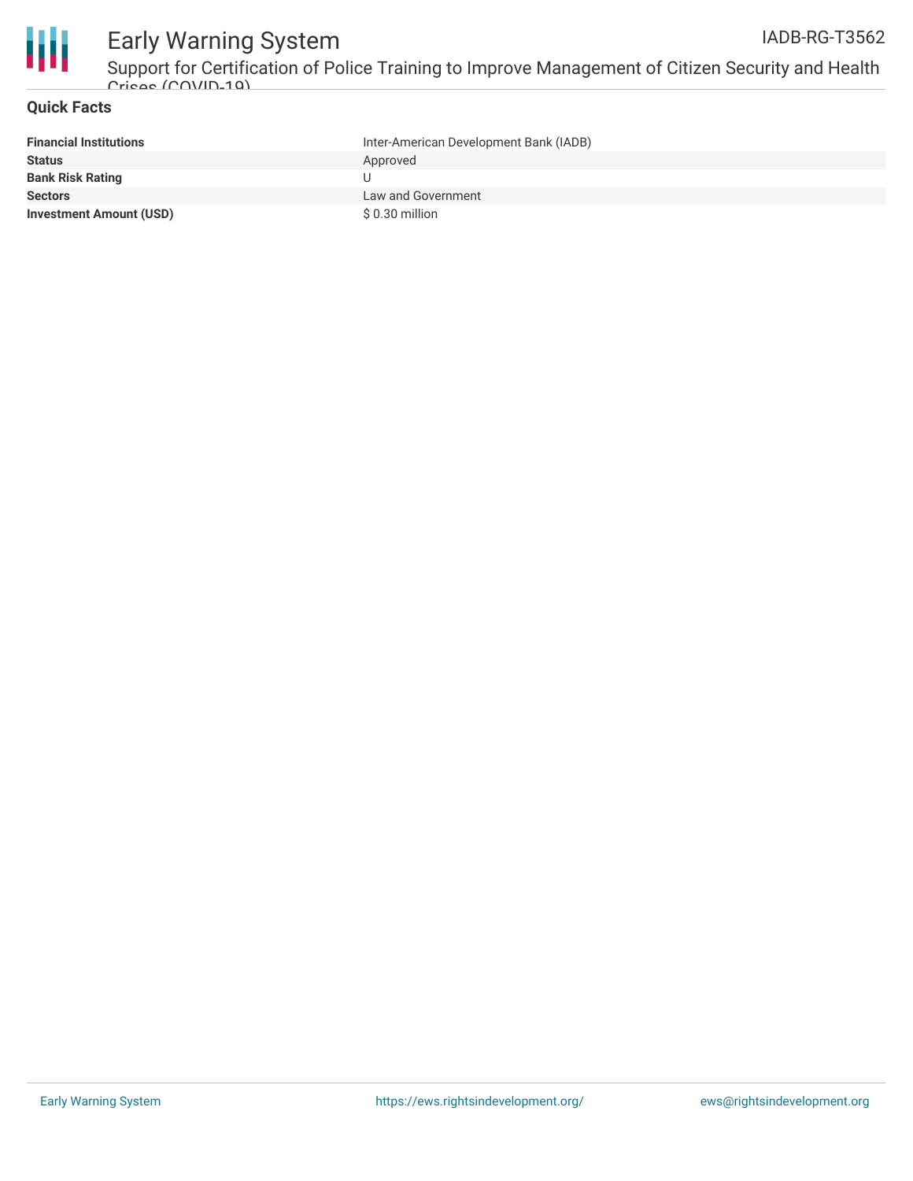## Quick Facts

| | |
|---|---|
| **Financial Institutions** | Inter-American Development Bank (IADB) |
| **Status** | Approved |
| **Bank Risk Rating** | U |
| **Sectors** | Law and Government |
| **Investment Amount (USD)** | $ 0.30 million |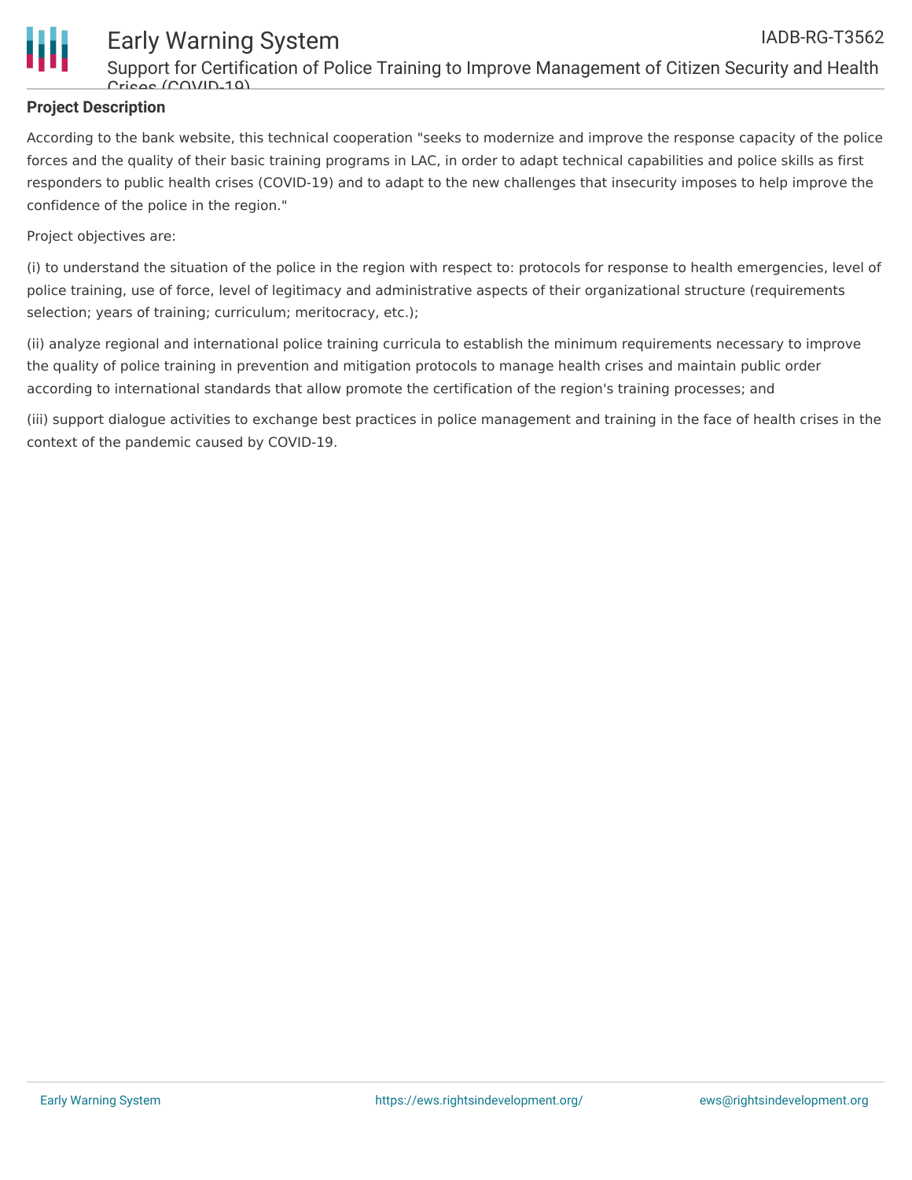**Project Description**

According to the bank website, this technical cooperation "seeks to modernize and improve the response capacity of the police forces and the quality of their basic training programs in LAC, in order to adapt technical capabilities and police skills as first responders to public health crises (COVID-19) and to adapt to the new challenges that insecurity imposes to help improve the confidence of the police in the region."

Project objectives are:

(i) to understand the situation of the police in the region with respect to: protocols for response to health emergencies, level of police training, use of force, level of legitimacy and administrative aspects of their organizational structure (requirements selection; years of training; curriculum; meritocracy, etc.);

(ii) analyze regional and international police training curricula to establish the minimum requirements necessary to improve the quality of police training in prevention and mitigation protocols to manage health crises and maintain public order according to international standards that allow promote the certification of the region's training processes; and

(iii) support dialogue activities to exchange best practices in police management and training in the face of health crises in the context of the pandemic caused by COVID-19.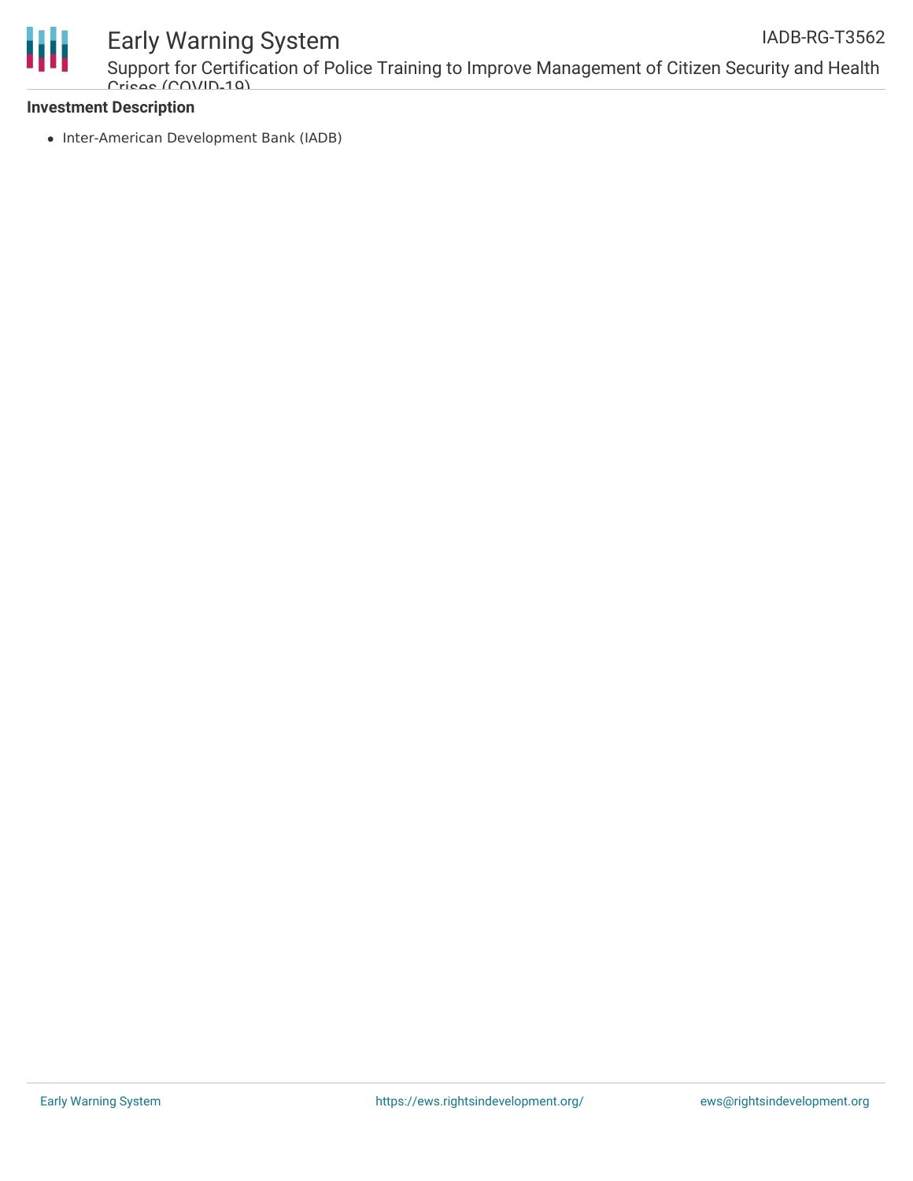**Investment Description**

- Inter-American Development Bank (IADB)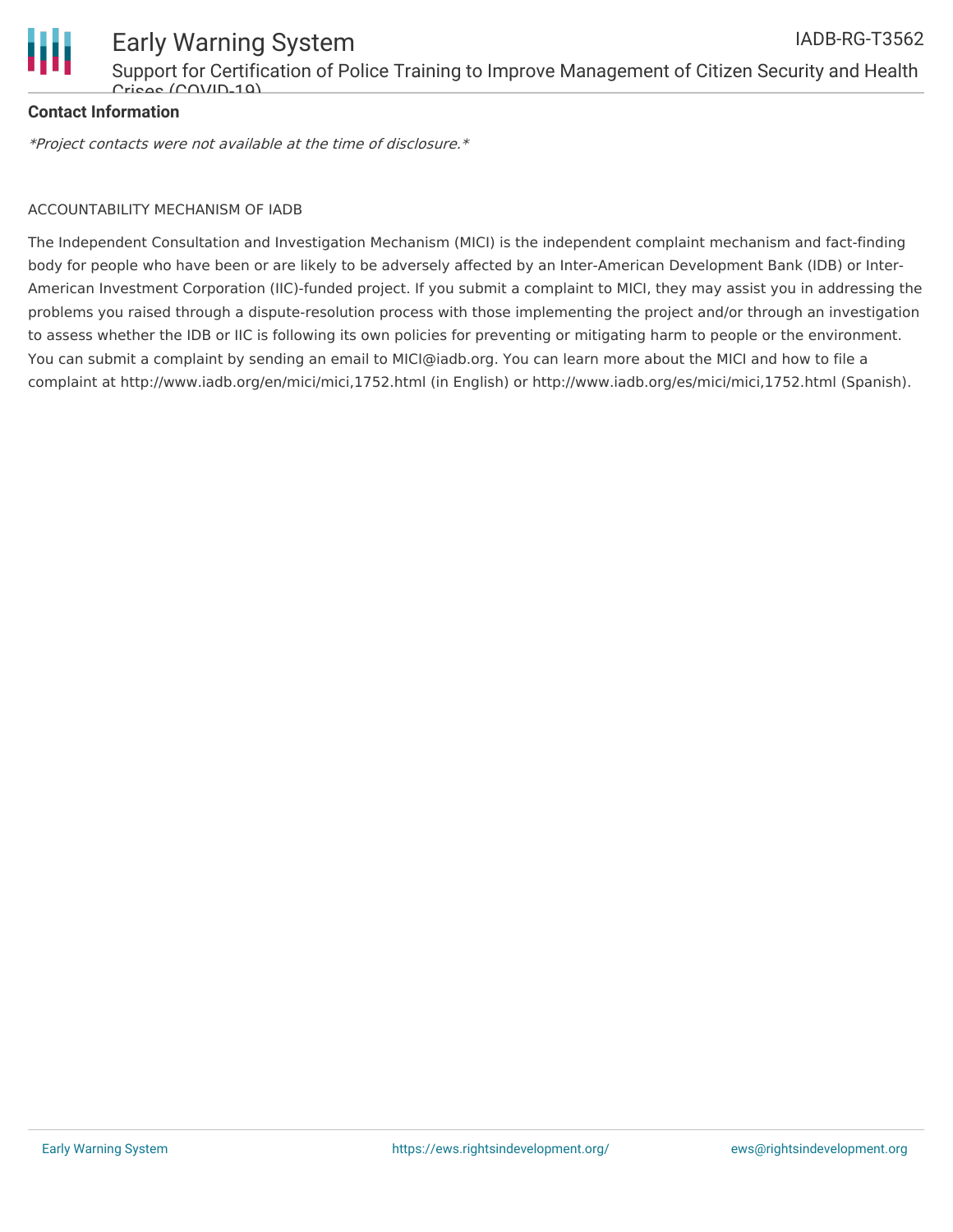**Contact Information**

*Project contacts were not available at the time of disclosure.*

ACCOUNTABILITY MECHANISM OF IADB

The Independent Consultation and Investigation Mechanism (MICI) is the independent complaint mechanism and fact-finding body for people who have been or are likely to be adversely affected by an Inter-American Development Bank (IDB) or Inter-American Investment Corporation (IIC)-funded project. If you submit a complaint to MICI, they may assist you in addressing the problems you raised through a dispute-resolution process with those implementing the project and/or through an investigation to assess whether the IDB or IIC is following its own policies for preventing or mitigating harm to people or the environment. You can submit a complaint by sending an email to MICI@iadb.org. You can learn more about the MICI and how to file a complaint at http://www.iadb.org/en/mici/mici,1752.html (in English) or http://www.iadb.org/es/mici/mici,1752.html (Spanish).